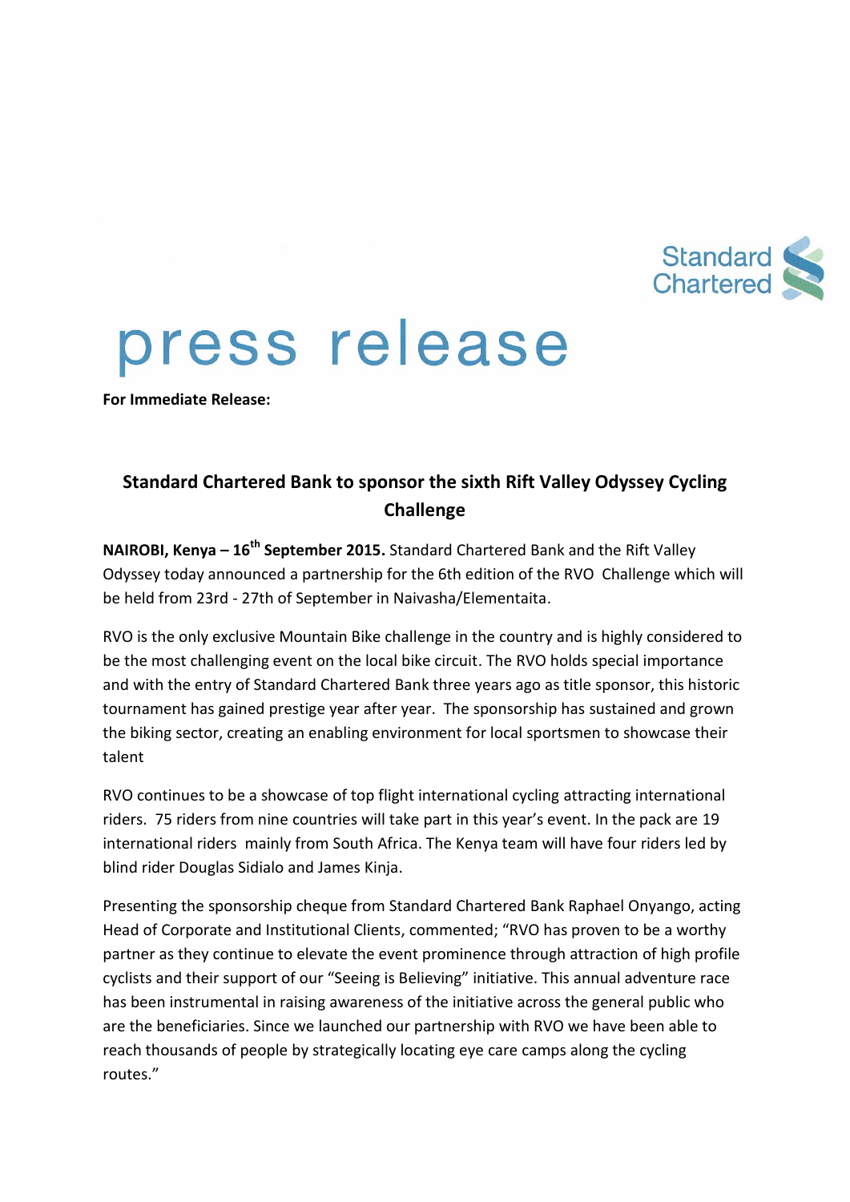Standard Chartered

# press release

**For Immediate Release:**

## Standard Chartered Bank to sponsor the sixth Rift Valley Odyssey Cycling Challenge

**NAIROBI, Kenya – 16th September 2015.** Standard Chartered Bank and the Rift Valley Odyssey today announced a partnership for the 6th edition of the RVO Challenge which will be held from 23rd - 27th of September in Naivasha/Elementaita.

RVO is the only exclusive Mountain Bike challenge in the country and is highly considered to be the most challenging event on the local bike circuit. The RVO holds special importance and with the entry of Standard Chartered Bank three years ago as title sponsor, this historic tournament has gained prestige year after year. The sponsorship has sustained and grown the biking sector, creating an enabling environment for local sportsmen to showcase their talent

RVO continues to be a showcase of top flight international cycling attracting international riders. 75 riders from nine countries will take part in this year's event. In the pack are 19 international riders mainly from South Africa. The Kenya team will have four riders led by blind rider Douglas Sidialo and James Kinja.

Presenting the sponsorship cheque from Standard Chartered Bank Raphael Onyango, acting Head of Corporate and Institutional Clients, commented; "RVO has proven to be a worthy partner as they continue to elevate the event prominence through attraction of high profile cyclists and their support of our "Seeing is Believing" initiative. This annual adventure race has been instrumental in raising awareness of the initiative across the general public who are the beneficiaries. Since we launched our partnership with RVO we have been able to reach thousands of people by strategically locating eye care camps along the cycling routes."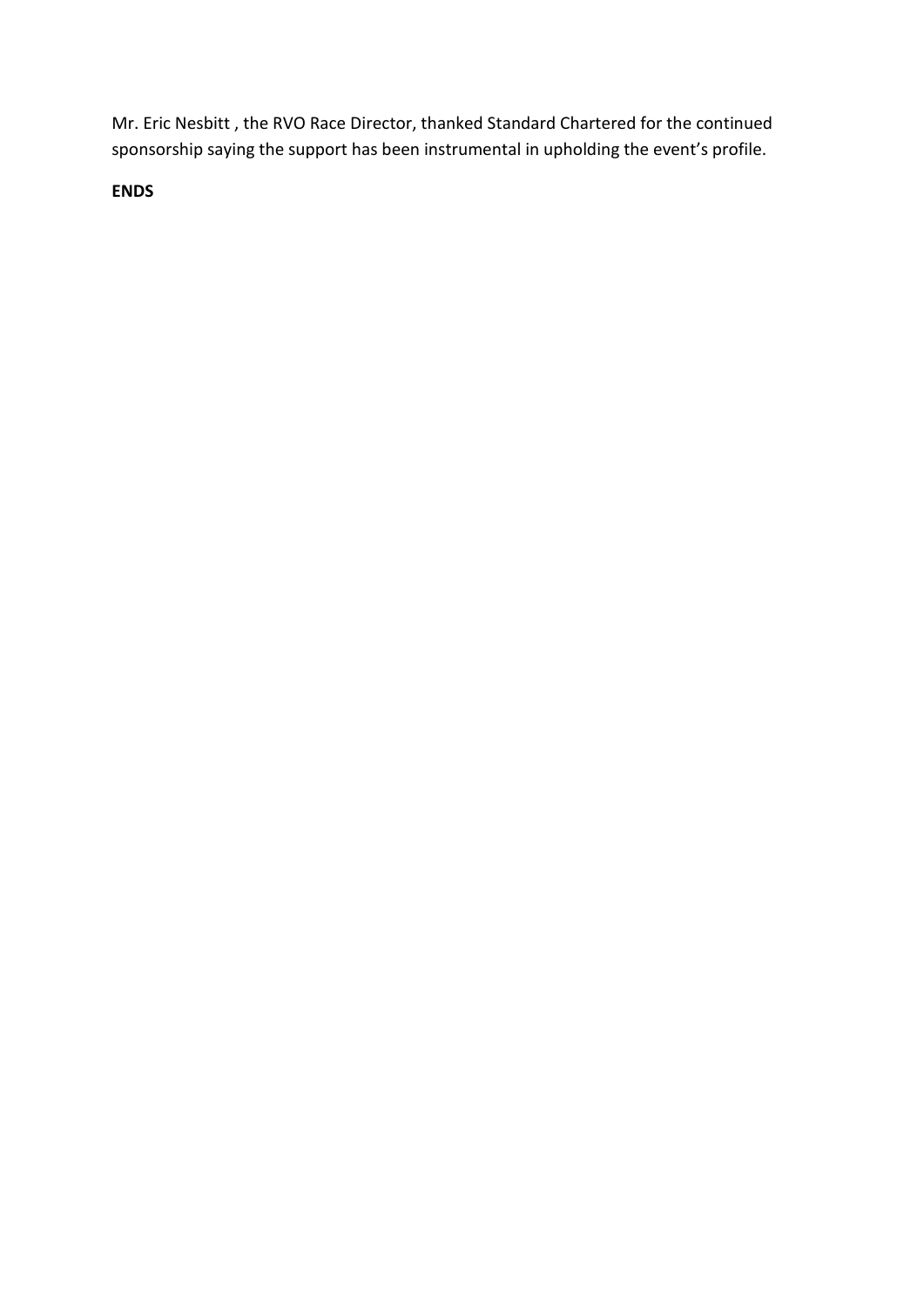Mr. Eric Nesbitt , the RVO Race Director, thanked Standard Chartered for the continued sponsorship saying the support has been instrumental in upholding the event's profile.

**ENDS**